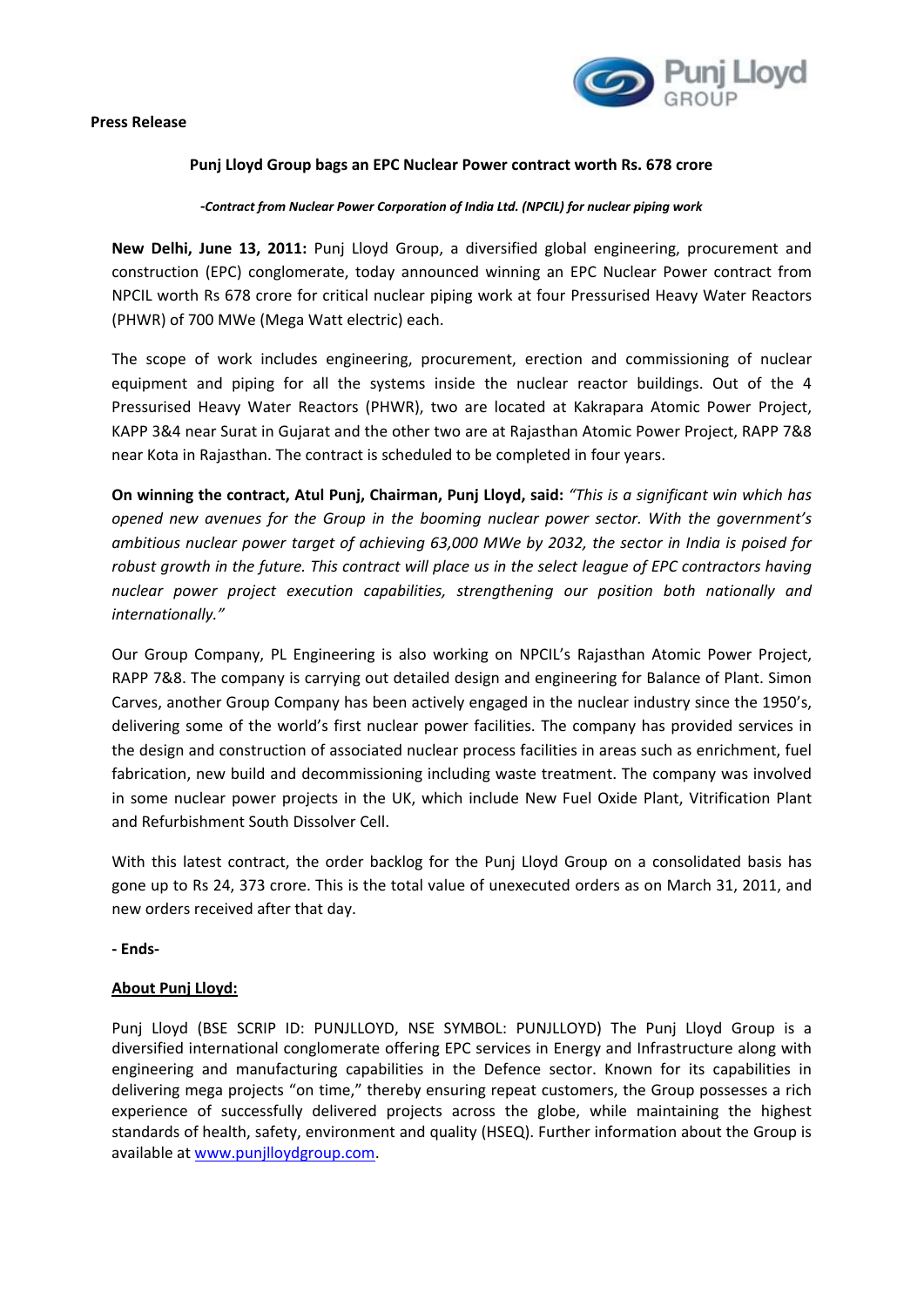**Press Release**

## Punj Lloyd Group bags an EPC Nuclear Power contract worth Rs. 678 crore

***-Contract from Nuclear Power Corporation of India Ltd. (NPCIL) for nuclear piping work***

**New Delhi, June 13, 2011:** Punj Lloyd Group, a diversified global engineering, procurement and construction (EPC) conglomerate, today announced winning an EPC Nuclear Power contract from NPCIL worth Rs 678 crore for critical nuclear piping work at four Pressurised Heavy Water Reactors (PHWR) of 700 MWe (Mega Watt electric) each.

The scope of work includes engineering, procurement, erection and commissioning of nuclear equipment and piping for all the systems inside the nuclear reactor buildings. Out of the 4 Pressurised Heavy Water Reactors (PHWR), two are located at Kakrapara Atomic Power Project, KAPP 3&4 near Surat in Gujarat and the other two are at Rajasthan Atomic Power Project, RAPP 7&8 near Kota in Rajasthan. The contract is scheduled to be completed in four years.

**On winning the contract, Atul Punj, Chairman, Punj Lloyd, said:** *"This is a significant win which has opened new avenues for the Group in the booming nuclear power sector. With the government's ambitious nuclear power target of achieving 63,000 MWe by 2032, the sector in India is poised for robust growth in the future. This contract will place us in the select league of EPC contractors having nuclear power project execution capabilities, strengthening our position both nationally and internationally."*

Our Group Company, PL Engineering is also working on NPCIL's Rajasthan Atomic Power Project, RAPP 7&8. The company is carrying out detailed design and engineering for Balance of Plant. Simon Carves, another Group Company has been actively engaged in the nuclear industry since the 1950's, delivering some of the world's first nuclear power facilities. The company has provided services in the design and construction of associated nuclear process facilities in areas such as enrichment, fuel fabrication, new build and decommissioning including waste treatment. The company was involved in some nuclear power projects in the UK, which include New Fuel Oxide Plant, Vitrification Plant and Refurbishment South Dissolver Cell.

With this latest contract, the order backlog for the Punj Lloyd Group on a consolidated basis has gone up to Rs 24, 373 crore. This is the total value of unexecuted orders as on March 31, 2011, and new orders received after that day.

**- Ends-**

### About Punj Lloyd:

Punj Lloyd (BSE SCRIP ID: PUNJLLOYD, NSE SYMBOL: PUNJLLOYD) The Punj Lloyd Group is a diversified international conglomerate offering EPC services in Energy and Infrastructure along with engineering and manufacturing capabilities in the Defence sector. Known for its capabilities in delivering mega projects "on time," thereby ensuring repeat customers, the Group possesses a rich experience of successfully delivered projects across the globe, while maintaining the highest standards of health, safety, environment and quality (HSEQ). Further information about the Group is available at www.punjlloydgroup.com.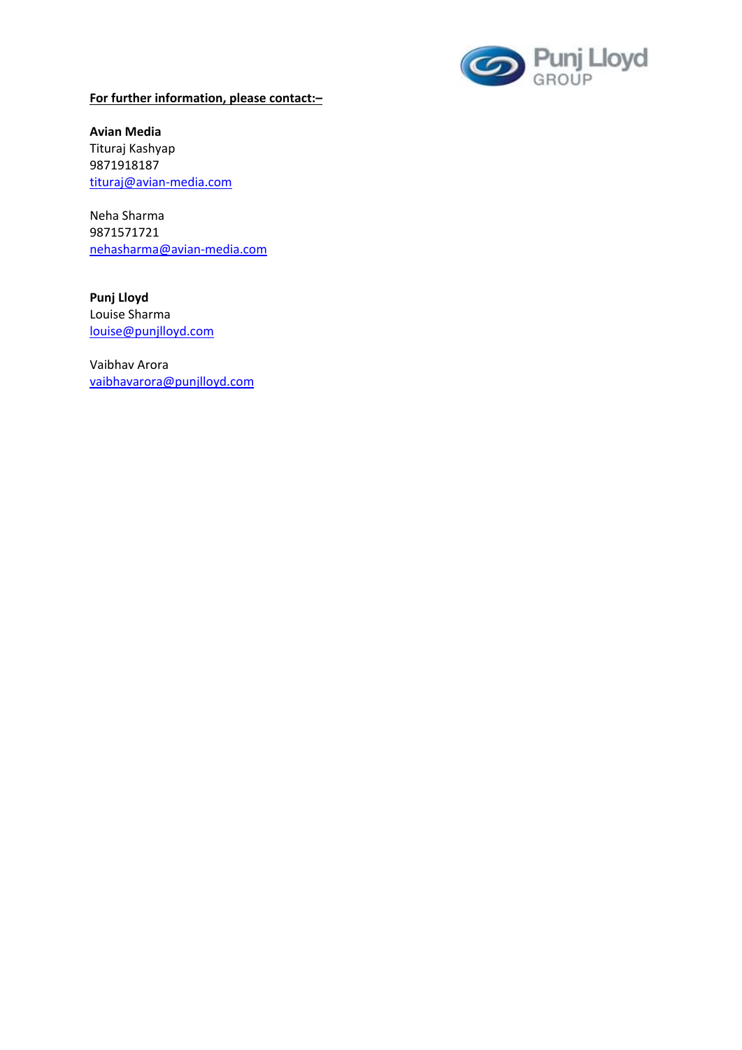**For further information, please contact:–**

**Avian Media**
Tituraj Kashyap
9871918187
tituraj@avian-media.com

Neha Sharma
9871571721
nehasharma@avian-media.com

**Punj Lloyd**
Louise Sharma
louise@punjlloyd.com

Vaibhav Arora
vaibhavarora@punjlloyd.com